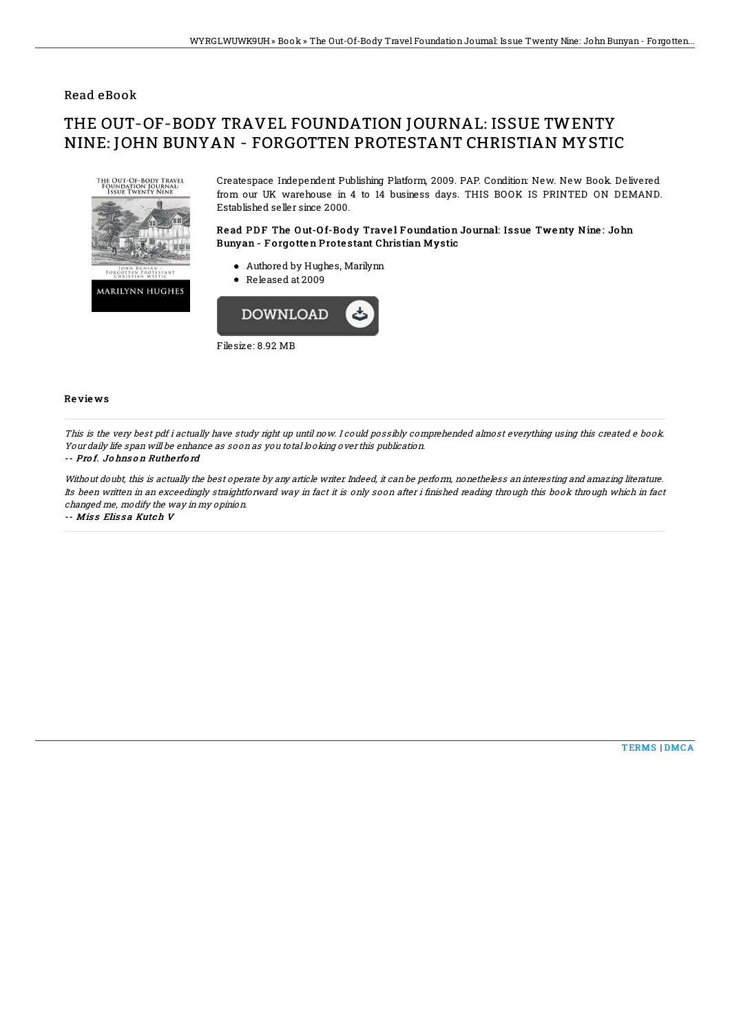Read eBook

# THE OUT-OF-BODY TRAVEL FOUNDATION JOURNAL: ISSUE TWENTY NINE: JOHN BUNYAN - FORGOTTEN PROTESTANT CHRISTIAN MYSTIC

Createspace Independent Publishing Platform, 2009. PAP. Condition: New. New Book. Delivered from our UK warehouse in 4 to 14 business days. THIS BOOK IS PRINTED ON DEMAND. Established seller since 2000.

### Read PDF The Out-Of-Body Travel Foundation Journal: Issue Twenty Nine: John Bunyan - Forgotten Protestant Christian Mystic

- Authored by Hughes, Marilynn
- Released at 2009

DOWNLOAD

Filesize: 8.92 MB

### Reviews

*This is the very best pdf i actually have study right up until now. I could possibly comprehended almost everything using this created e book. Your daily life span will be enhance as soon as you total looking over this publication.*

*-- Prof. Johnson Rutherford*

*Without doubt, this is actually the best operate by any article writer. Indeed, it can be perform, nonetheless an interesting and amazing literature. Its been written in an exceedingly straightforward way in fact it is only soon after i finished reading through this book through which in fact changed me, modify the way in my opinion.*

*-- Miss Elissa Kutch V*

TERMS | DMCA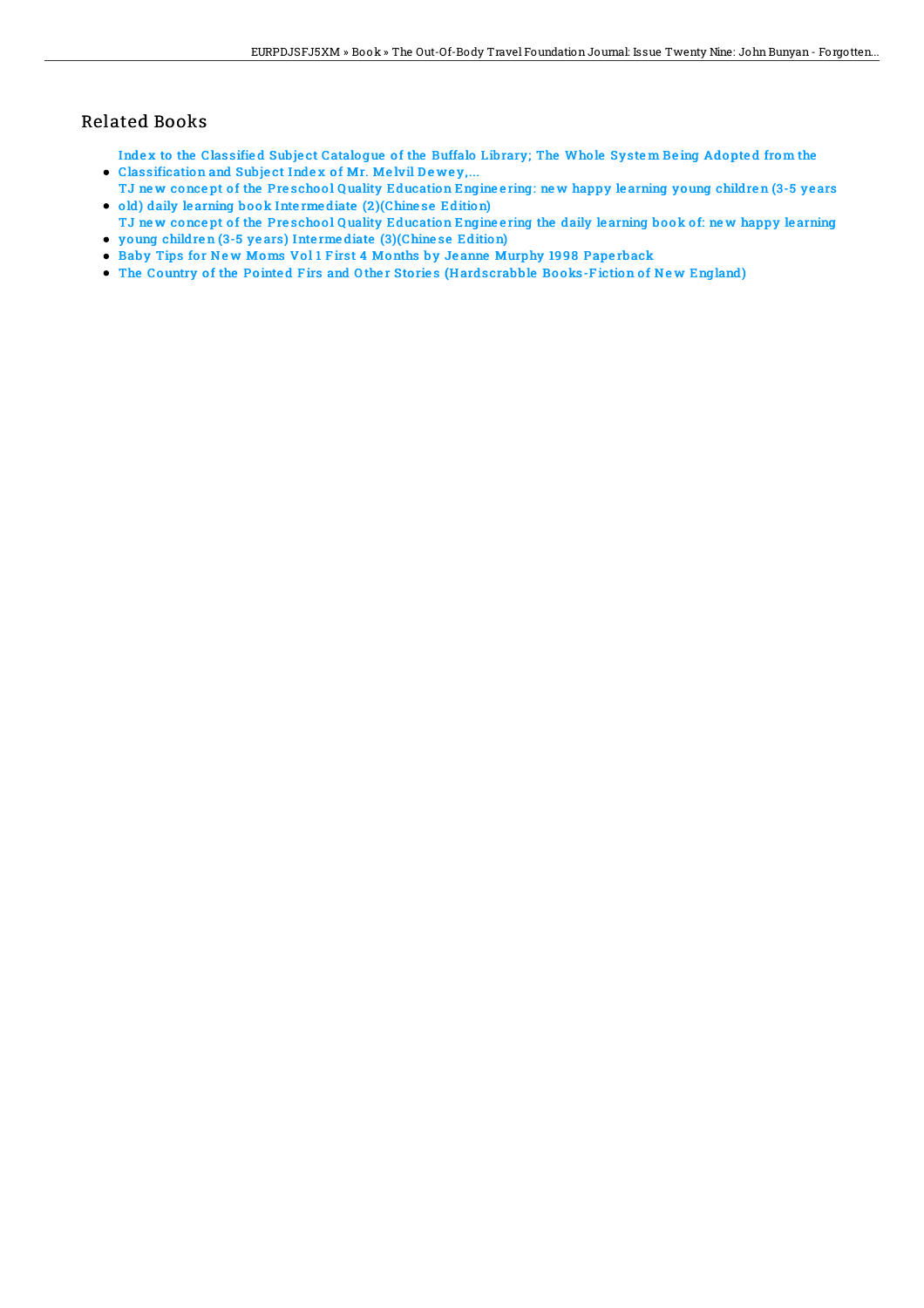## Related Books

- Index to the Classified Subject Catalogue of the Buffalo Library; The Whole System Being Adopted from the Classification and Subject Index of Mr. Melvil Dewey,...
- TJ new concept of the Preschool Quality Education Engineering: new happy learning young children (3-5 years old) daily learning book Intermediate (2)(Chinese Edition)
- TJ new concept of the Preschool Quality Education Engineering the daily learning book of: new happy learning young children (3-5 years) Intermediate (3)(Chinese Edition)
- Baby Tips for New Moms Vol 1 First 4 Months by Jeanne Murphy 1998 Paperback
- The Country of the Pointed Firs and Other Stories (Hardscrabble Books-Fiction of New England)